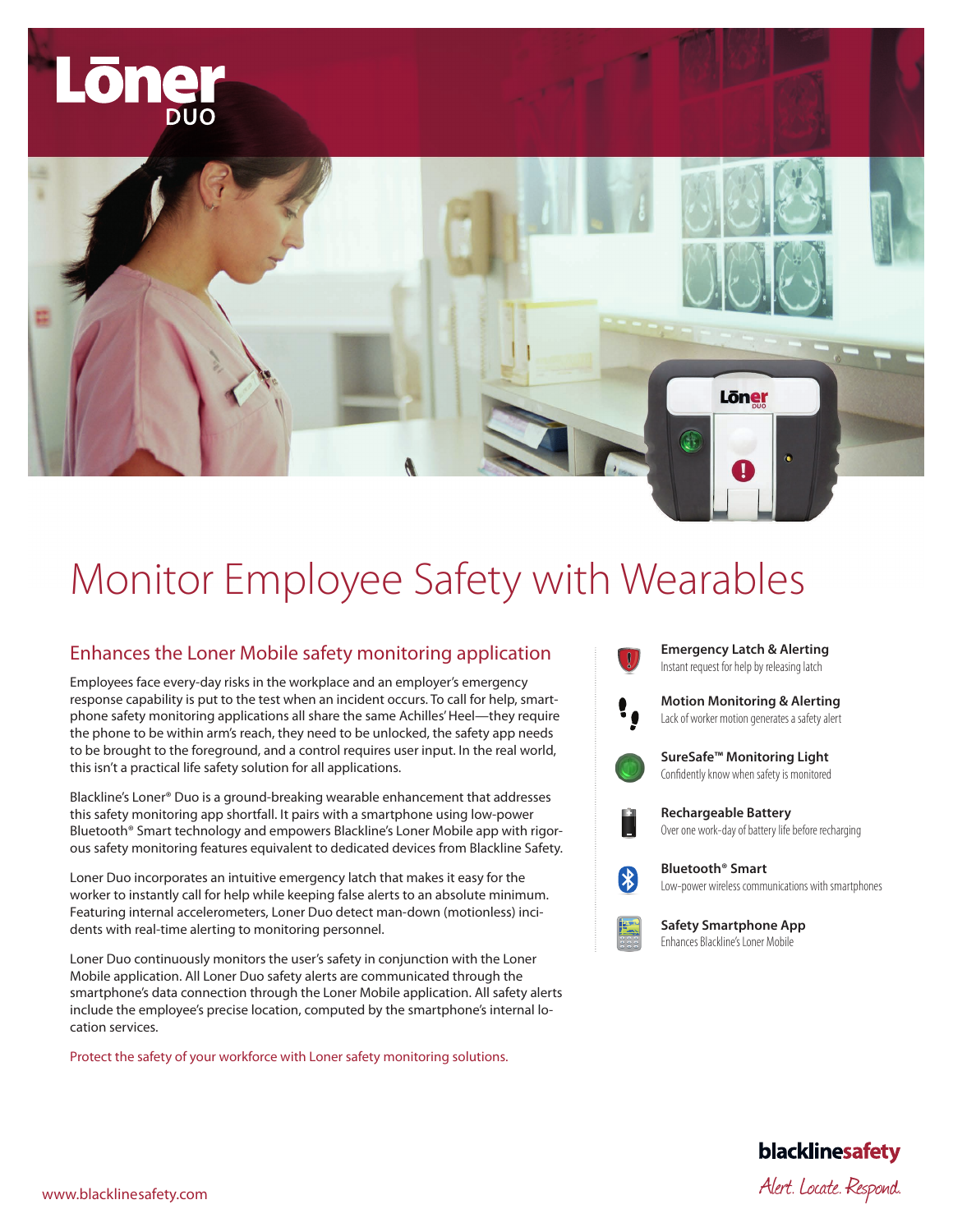# Lōner DUO

# Monitor Employee Safety with Wearables

## Enhances the Loner Mobile safety monitoring application

Employees face every-day risks in the workplace and an employer's emergency response capability is put to the test when an incident occurs. To call for help, smartphone safety monitoring applications all share the same Achilles' Heel—they require the phone to be within arm's reach, they need to be unlocked, the safety app needs to be brought to the foreground, and a control requires user input. In the real world, this isn't a practical life safety solution for all applications.

Blackline's Loner® Duo is a ground-breaking wearable enhancement that addresses this safety monitoring app shortfall. It pairs with a smartphone using low-power Bluetooth® Smart technology and empowers Blackline's Loner Mobile app with rigorous safety monitoring features equivalent to dedicated devices from Blackline Safety.

Loner Duo incorporates an intuitive emergency latch that makes it easy for the worker to instantly call for help while keeping false alerts to an absolute minimum. Featuring internal accelerometers, Loner Duo detect man-down (motionless) incidents with real-time alerting to monitoring personnel.

Loner Duo continuously monitors the user's safety in conjunction with the Loner Mobile application. All Loner Duo safety alerts are communicated through the smartphone's data connection through the Loner Mobile application. All safety alerts include the employee's precise location, computed by the smartphone's internal location services.

Protect the safety of your workforce with Loner safety monitoring solutions.

**Emergency Latch & Alerting**
Instant request for help by releasing latch

**Motion Monitoring & Alerting**
Lack of worker motion generates a safety alert

**SureSafe™ Monitoring Light**
Confidently know when safety is monitored

**Rechargeable Battery**
Over one work-day of battery life before recharging

**Bluetooth® Smart**
Low-power wireless communications with smartphones

**Safety Smartphone App**
Enhances Blackline's Loner Mobile

www.blacklinesafety.com

blacklinesafety
Alert. Locate. Respond.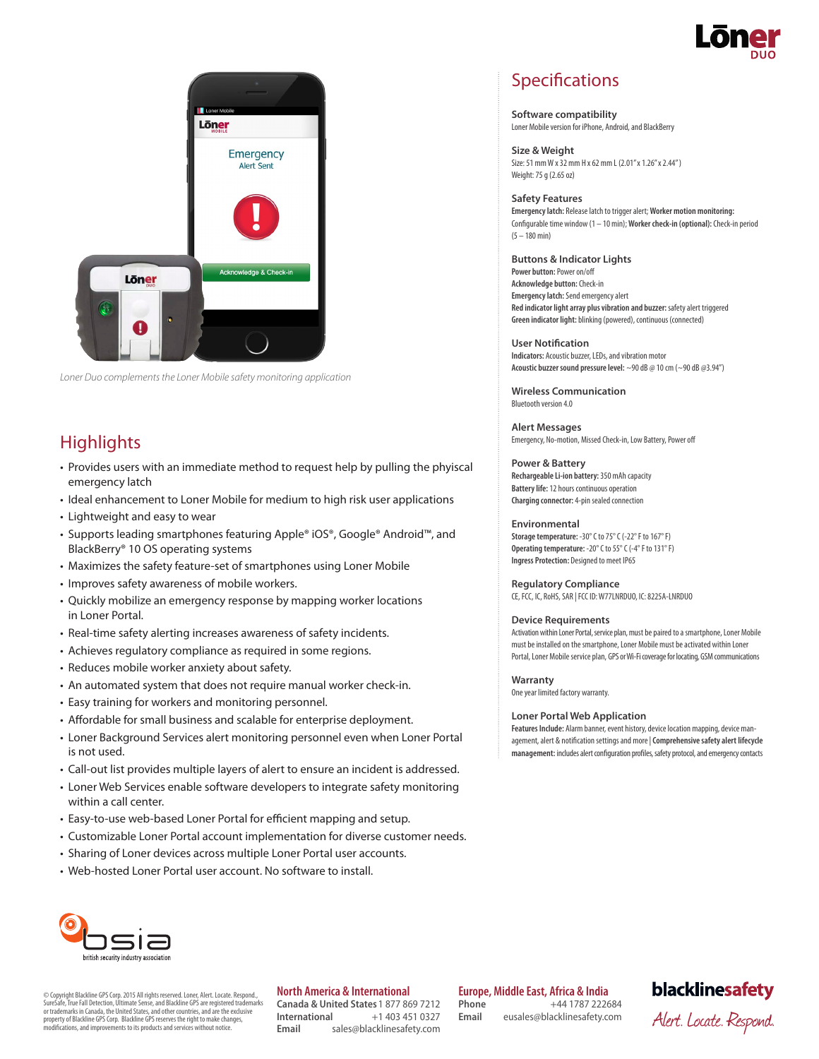*Loner Duo complements the Loner Mobile safety monitoring application*

## Highlights

- Provides users with an immediate method to request help by pulling the phyiscal emergency latch
- Ideal enhancement to Loner Mobile for medium to high risk user applications
- Lightweight and easy to wear
- Supports leading smartphones featuring Apple® iOS®, Google® Android™, and BlackBerry® 10 OS operating systems
- Maximizes the safety feature-set of smartphones using Loner Mobile
- Improves safety awareness of mobile workers.
- Quickly mobilize an emergency response by mapping worker locations in Loner Portal.
- Real-time safety alerting increases awareness of safety incidents.
- Achieves regulatory compliance as required in some regions.
- Reduces mobile worker anxiety about safety.
- An automated system that does not require manual worker check-in.
- Easy training for workers and monitoring personnel.
- Affordable for small business and scalable for enterprise deployment.
- Loner Background Services alert monitoring personnel even when Loner Portal is not used.
- Call-out list provides multiple layers of alert to ensure an incident is addressed.
- Loner Web Services enable software developers to integrate safety monitoring within a call center.
- Easy-to-use web-based Loner Portal for efficient mapping and setup.
- Customizable Loner Portal account implementation for diverse customer needs.
- Sharing of Loner devices across multiple Loner Portal user accounts.
- Web-hosted Loner Portal user account. No software to install.

## Specifications

### Software compatibility
Loner Mobile version for iPhone, Android, and BlackBerry

### Size & Weight
Size: 51 mm W x 32 mm H x 62 mm L (2.01" x 1.26" x 2.44")
Weight: 75 g (2.65 oz)

### Safety Features
**Emergency latch:** Release latch to trigger alert; **Worker motion monitoring:** Configurable time window (1 – 10 min); **Worker check-in (optional):** Check-in period (5 – 180 min)

### Buttons & Indicator Lights
**Power button:** Power on/off
**Acknowledge button:** Check-in
**Emergency latch:** Send emergency alert
**Red indicator light array plus vibration and buzzer:** safety alert triggered
**Green indicator light:** blinking (powered), continuous (connected)

### User Notification
**Indicators:** Acoustic buzzer, LEDs, and vibration motor
**Acoustic buzzer sound pressure level:** ~90 dB @ 10 cm (~90 dB @3.94")

### Wireless Communication
Bluetooth version 4.0

### Alert Messages
Emergency, No-motion, Missed Check-in, Low Battery, Power off

### Power & Battery
**Rechargeable Li-ion battery:** 350 mAh capacity
**Battery life:** 12 hours continuous operation
**Charging connector:** 4-pin sealed connection

### Environmental
**Storage temperature:** -30° C to 75° C (-22° F to 167° F)
**Operating temperature:** -20° C to 55° C (-4° F to 131° F)
**Ingress Protection:** Designed to meet IP65

### Regulatory Compliance
CE, FCC, IC, RoHS, SAR | FCC ID: W77LNRDUO, IC: 8225A-LNRDUO

### Device Requirements
Activation within Loner Portal, service plan, must be paired to a smartphone, Loner Mobile must be installed on the smartphone, Loner Mobile must be activated within Loner Portal, Loner Mobile service plan, GPS or Wi-Fi coverage for locating, GSM communications

### Warranty
One year limited factory warranty.

### Loner Portal Web Application
**Features Include:** Alarm banner, event history, device location mapping, device management, alert & notification settings and more | **Comprehensive safety alert lifecycle management:** includes alert configuration profiles, safety protocol, and emergency contacts

bsia
british security industry association

© Copyright Blackline GPS Corp. 2015 All rights reserved. Loner, Alert. Locate. Respond., SureSafe, True Fall Detection, Ultimate Sense, and Blackline GPS are registered trademarks or trademarks in Canada, the United States, and other countries, and are the exclusive property of Blackline GPS Corp. Blackline GPS reserves the right to make changes, modifications, and improvements to its products and services without notice.

**North America & International**
**Canada & United States** 1 877 869 7212
**International** +1 403 451 0327
**Email** sales@blacklinesafety.com

**Europe, Middle East, Africa & India**
**Phone** +44 1787 222684
**Email** eusales@blacklinesafety.com

blacklinesafety
Alert. Locate. Respond.